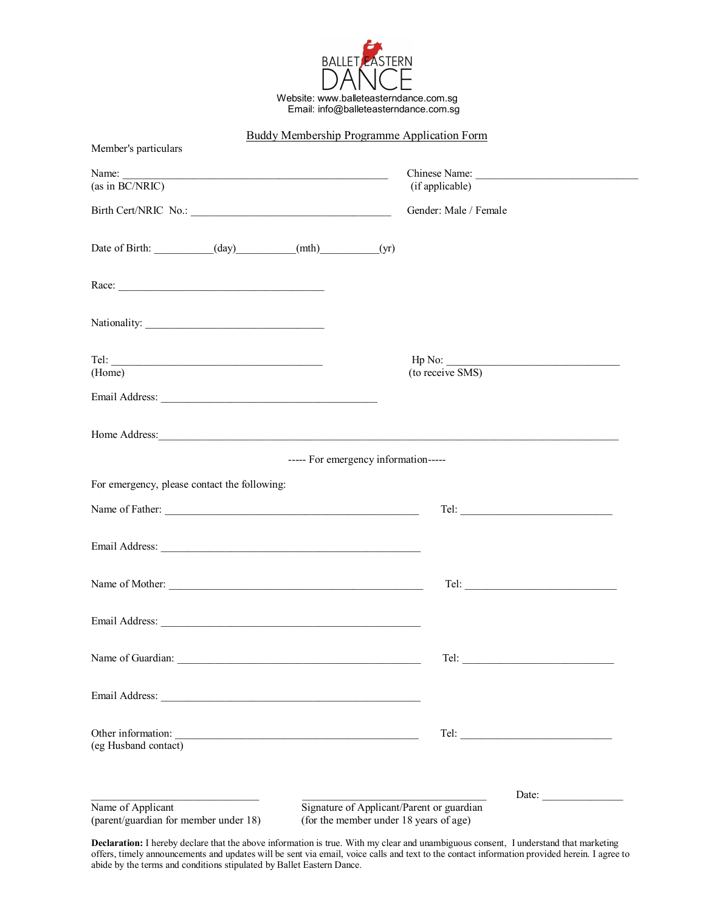BALLET EASTERN DANCE

Website: www.balleteasterndance.com.sg
Email: info@balleteasterndance.com.sg

## Buddy Membership Programme Application Form

Member's particulars

Name: ________________________________________________ (as in BC/NRIC)

Chinese Name: ______________________________ (if applicable)

Birth Cert/NRIC No.: _____________________________________

Gender: Male / Female

Date of Birth: ___________(day)___________(mth)___________(yr)

Race: ______________________________________

Nationality: _________________________________

Tel: _______________________________________ (Home)

Hp No: _________________________________ (to receive SMS)

Email Address: ________________________________________

Home Address:_____________________________________________________________________________________

----- For emergency information-----

For emergency, please contact the following:

Name of Father: _______________________________________________ Tel: ____________________________

Email Address: ________________________________________________

Name of Mother: _______________________________________________ Tel: ____________________________

Email Address: ________________________________________________

Name of Guardian: _____________________________________________ Tel: ____________________________

Email Address: ________________________________________________

Other information: _____________________________________________ Tel: ____________________________ (eg Husband contact)

________________________________
Name of Applicant
(parent/guardian for member under 18)

___________________________________
Signature of Applicant/Parent or guardian
(for the member under 18 years of age)

Date: _______________

**Declaration:** I hereby declare that the above information is true. With my clear and unambiguous consent, I understand that marketing offers, timely announcements and updates will be sent via email, voice calls and text to the contact information provided herein. I agree to abide by the terms and conditions stipulated by Ballet Eastern Dance.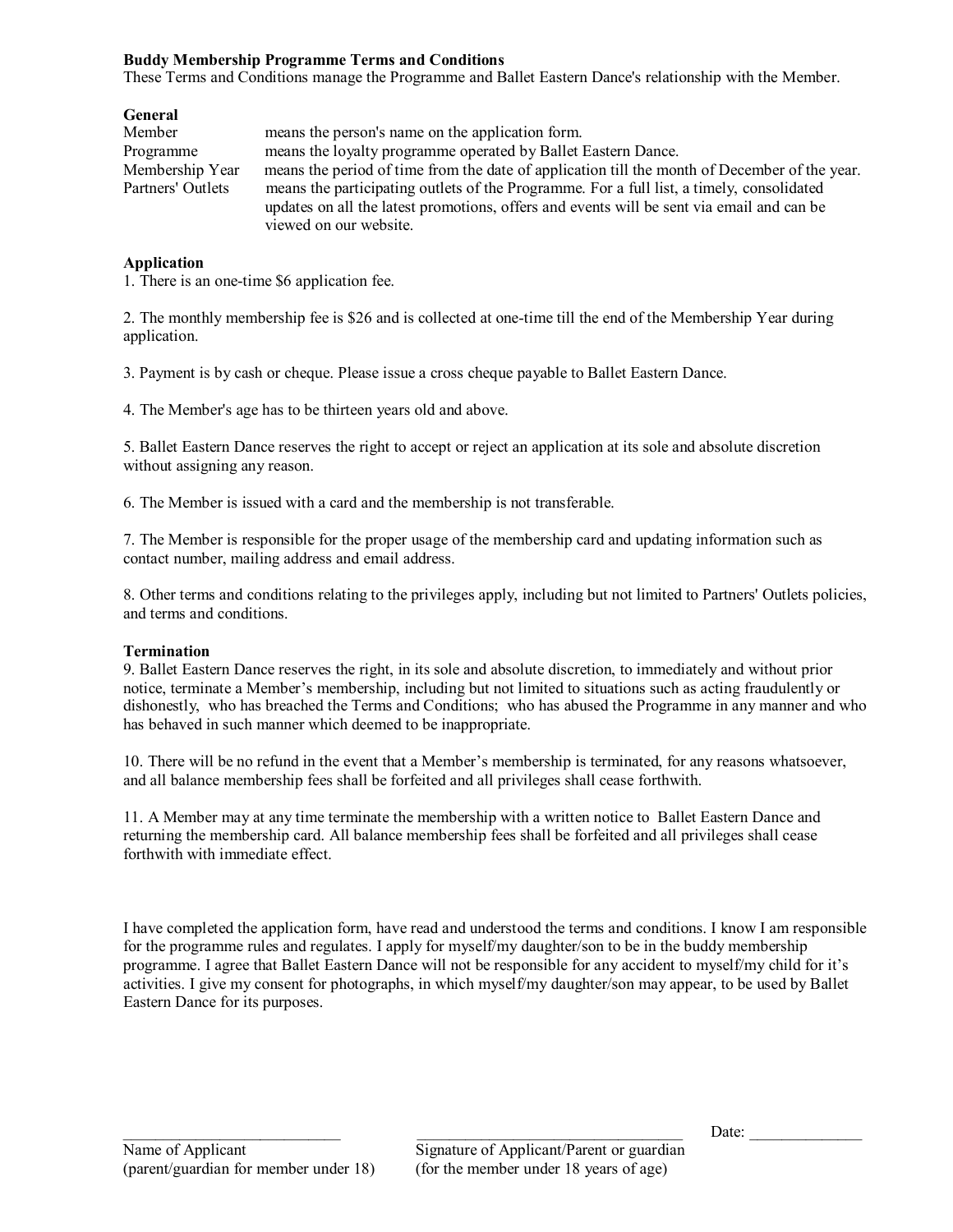**Buddy Membership Programme Terms and Conditions**

These Terms and Conditions manage the Programme and Ballet Eastern Dance's relationship with the Member.

**General**

| | |
|---|---|
| Member | means the person's name on the application form. |
| Programme | means the loyalty programme operated by Ballet Eastern Dance. |
| Membership Year | means the period of time from the date of application till the month of December of the year. |
| Partners' Outlets | means the participating outlets of the Programme. For a full list, a timely, consolidated updates on all the latest promotions, offers and events will be sent via email and can be viewed on our website. |

**Application**

1. There is an one-time $6 application fee.

2. The monthly membership fee is $26 and is collected at one-time till the end of the Membership Year during application.

3. Payment is by cash or cheque. Please issue a cross cheque payable to Ballet Eastern Dance.

4. The Member's age has to be thirteen years old and above.

5. Ballet Eastern Dance reserves the right to accept or reject an application at its sole and absolute discretion without assigning any reason.

6. The Member is issued with a card and the membership is not transferable.

7. The Member is responsible for the proper usage of the membership card and updating information such as contact number, mailing address and email address.

8. Other terms and conditions relating to the privileges apply, including but not limited to Partners' Outlets policies, and terms and conditions.

**Termination**

9. Ballet Eastern Dance reserves the right, in its sole and absolute discretion, to immediately and without prior notice, terminate a Member's membership, including but not limited to situations such as acting fraudulently or dishonestly, who has breached the Terms and Conditions; who has abused the Programme in any manner and who has behaved in such manner which deemed to be inappropriate.

10. There will be no refund in the event that a Member's membership is terminated, for any reasons whatsoever, and all balance membership fees shall be forfeited and all privileges shall cease forthwith.

11. A Member may at any time terminate the membership with a written notice to Ballet Eastern Dance and returning the membership card. All balance membership fees shall be forfeited and all privileges shall cease forthwith with immediate effect.

I have completed the application form, have read and understood the terms and conditions. I know I am responsible for the programme rules and regulates. I apply for myself/my daughter/son to be in the buddy membership programme. I agree that Ballet Eastern Dance will not be responsible for any accident to myself/my child for it's activities. I give my consent for photographs, in which myself/my daughter/son may appear, to be used by Ballet Eastern Dance for its purposes.

| | | |
|---|---|---|
| ____________________________ | ____________________________________ | Date: ______________ |
| Name of Applicant (parent/guardian for member under 18) | Signature of Applicant/Parent or guardian (for the member under 18 years of age) | |